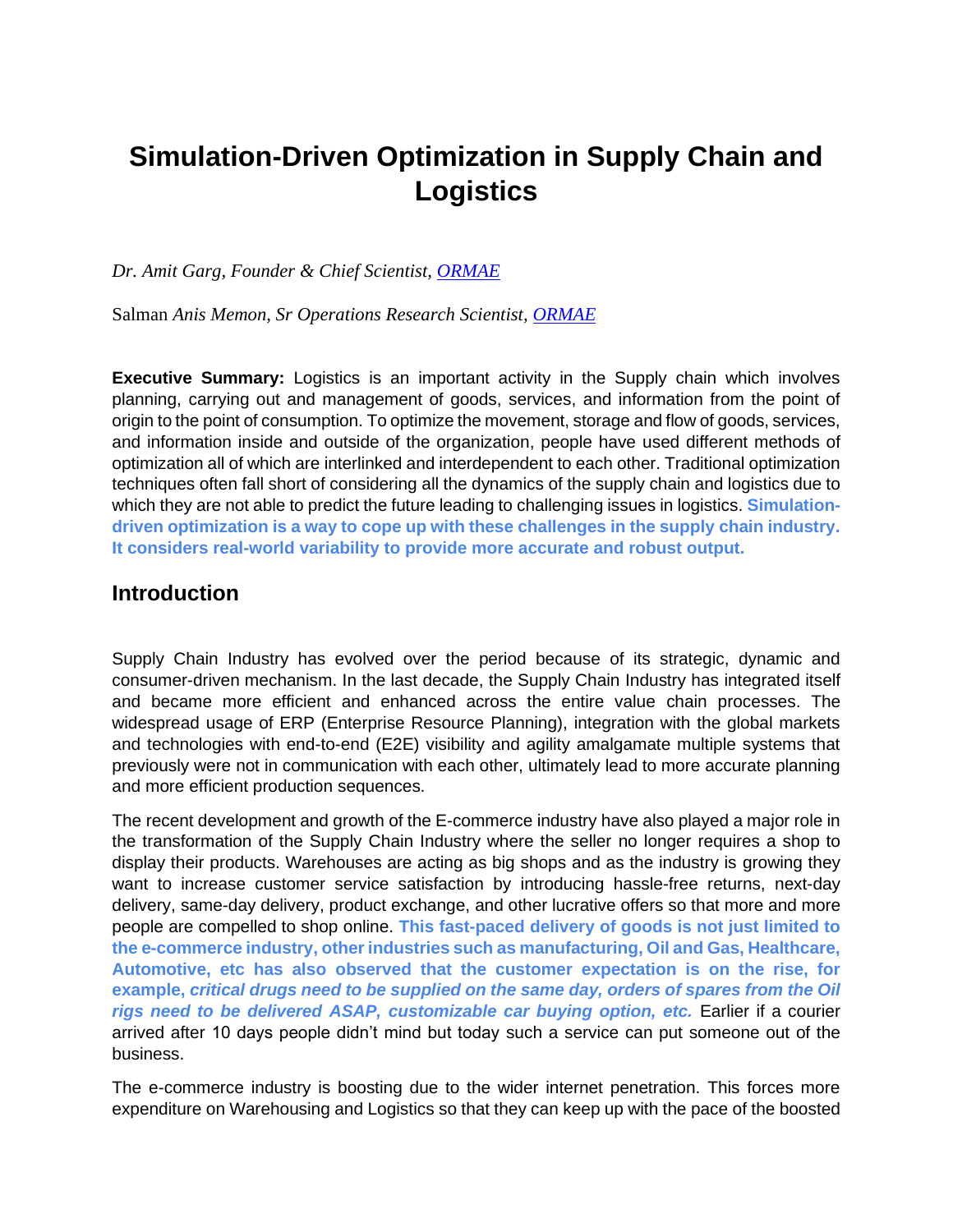# Simulation-Driven Optimization in Supply Chain and Logistics

*Dr. Amit Garg, Founder & Chief Scientist, [ORMAE]()*

Salman *Anis Memon, Sr Operations Research Scientist, [ORMAE]()*

**Executive Summary:** Logistics is an important activity in the Supply chain which involves planning, carrying out and management of goods, services, and information from the point of origin to the point of consumption. To optimize the movement, storage and flow of goods, services, and information inside and outside of the organization, people have used different methods of optimization all of which are interlinked and interdependent to each other. Traditional optimization techniques often fall short of considering all the dynamics of the supply chain and logistics due to which they are not able to predict the future leading to challenging issues in logistics. **Simulation-driven optimization is a way to cope up with these challenges in the supply chain industry. It considers real-world variability to provide more accurate and robust output.**

## Introduction

Supply Chain Industry has evolved over the period because of its strategic, dynamic and consumer-driven mechanism. In the last decade, the Supply Chain Industry has integrated itself and became more efficient and enhanced across the entire value chain processes. The widespread usage of ERP (Enterprise Resource Planning), integration with the global markets and technologies with end-to-end (E2E) visibility and agility amalgamate multiple systems that previously were not in communication with each other, ultimately lead to more accurate planning and more efficient production sequences.

The recent development and growth of the E-commerce industry have also played a major role in the transformation of the Supply Chain Industry where the seller no longer requires a shop to display their products. Warehouses are acting as big shops and as the industry is growing they want to increase customer service satisfaction by introducing hassle-free returns, next-day delivery, same-day delivery, product exchange, and other lucrative offers so that more and more people are compelled to shop online. **This fast-paced delivery of goods is not just limited to the e-commerce industry, other industries such as manufacturing, Oil and Gas, Healthcare, Automotive, etc has also observed that the customer expectation is on the rise, for example, *critical drugs need to be supplied on the same day, orders of spares from the Oil rigs need to be delivered ASAP, customizable car buying option, etc.*** Earlier if a courier arrived after 10 days people didn't mind but today such a service can put someone out of the business.

The e-commerce industry is boosting due to the wider internet penetration. This forces more expenditure on Warehousing and Logistics so that they can keep up with the pace of the boosted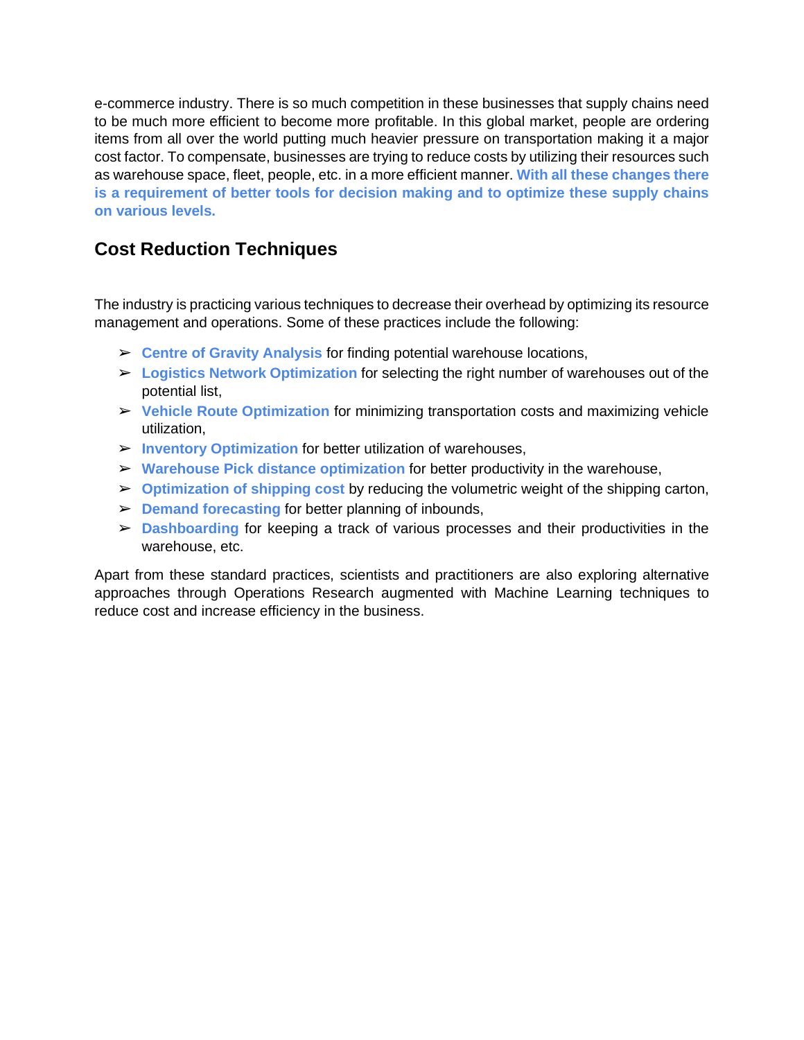e-commerce industry. There is so much competition in these businesses that supply chains need to be much more efficient to become more profitable. In this global market, people are ordering items from all over the world putting much heavier pressure on transportation making it a major cost factor. To compensate, businesses are trying to reduce costs by utilizing their resources such as warehouse space, fleet, people, etc. in a more efficient manner. **With all these changes there is a requirement of better tools for decision making and to optimize these supply chains on various levels.**

## Cost Reduction Techniques

The industry is practicing various techniques to decrease their overhead by optimizing its resource management and operations. Some of these practices include the following:

- **Centre of Gravity Analysis** for finding potential warehouse locations,
- **Logistics Network Optimization** for selecting the right number of warehouses out of the potential list,
- **Vehicle Route Optimization** for minimizing transportation costs and maximizing vehicle utilization,
- **Inventory Optimization** for better utilization of warehouses,
- **Warehouse Pick distance optimization** for better productivity in the warehouse,
- **Optimization of shipping cost** by reducing the volumetric weight of the shipping carton,
- **Demand forecasting** for better planning of inbounds,
- **Dashboarding** for keeping a track of various processes and their productivities in the warehouse, etc.

Apart from these standard practices, scientists and practitioners are also exploring alternative approaches through Operations Research augmented with Machine Learning techniques to reduce cost and increase efficiency in the business.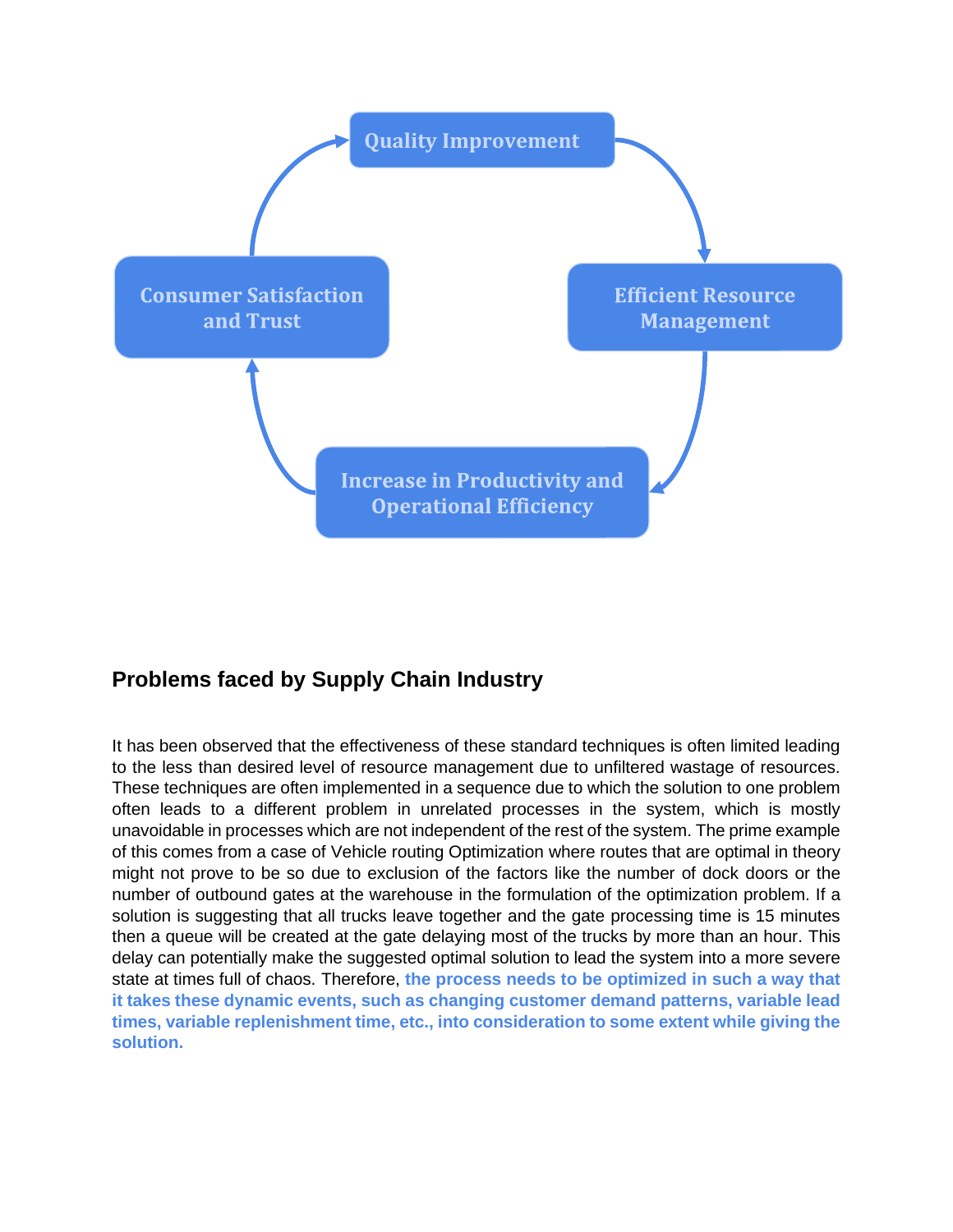Quality Improvement

Efficient Resource Management

Increase in Productivity and Operational Efficiency

Consumer Satisfaction and Trust

## Problems faced by Supply Chain Industry

It has been observed that the effectiveness of these standard techniques is often limited leading to the less than desired level of resource management due to unfiltered wastage of resources. These techniques are often implemented in a sequence due to which the solution to one problem often leads to a different problem in unrelated processes in the system, which is mostly unavoidable in processes which are not independent of the rest of the system. The prime example of this comes from a case of Vehicle routing Optimization where routes that are optimal in theory might not prove to be so due to exclusion of the factors like the number of dock doors or the number of outbound gates at the warehouse in the formulation of the optimization problem. If a solution is suggesting that all trucks leave together and the gate processing time is 15 minutes then a queue will be created at the gate delaying most of the trucks by more than an hour. This delay can potentially make the suggested optimal solution to lead the system into a more severe state at times full of chaos. Therefore, **the process needs to be optimized in such a way that it takes these dynamic events, such as changing customer demand patterns, variable lead times, variable replenishment time, etc., into consideration to some extent while giving the solution.**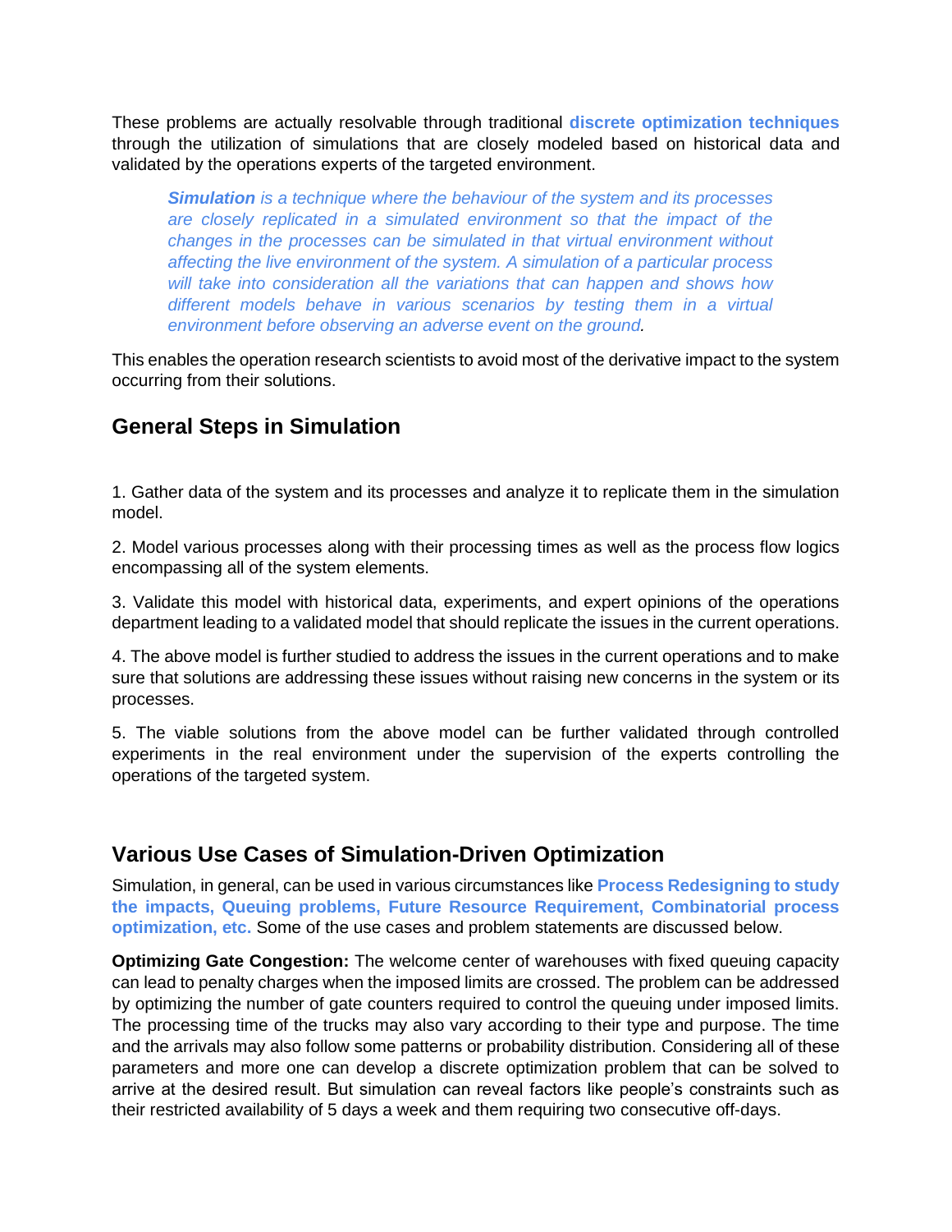These problems are actually resolvable through traditional **discrete optimization techniques** through the utilization of simulations that are closely modeled based on historical data and validated by the operations experts of the targeted environment.

> ***Simulation*** *is a technique where the behaviour of the system and its processes are closely replicated in a simulated environment so that the impact of the changes in the processes can be simulated in that virtual environment without affecting the live environment of the system. A simulation of a particular process will take into consideration all the variations that can happen and shows how different models behave in various scenarios by testing them in a virtual environment before observing an adverse event on the ground.*

This enables the operation research scientists to avoid most of the derivative impact to the system occurring from their solutions.

## General Steps in Simulation

1. Gather data of the system and its processes and analyze it to replicate them in the simulation model.

2. Model various processes along with their processing times as well as the process flow logics encompassing all of the system elements.

3. Validate this model with historical data, experiments, and expert opinions of the operations department leading to a validated model that should replicate the issues in the current operations.

4. The above model is further studied to address the issues in the current operations and to make sure that solutions are addressing these issues without raising new concerns in the system or its processes.

5. The viable solutions from the above model can be further validated through controlled experiments in the real environment under the supervision of the experts controlling the operations of the targeted system.

## Various Use Cases of Simulation-Driven Optimization

Simulation, in general, can be used in various circumstances like **Process Redesigning to study the impacts, Queuing problems, Future Resource Requirement, Combinatorial process optimization, etc.** Some of the use cases and problem statements are discussed below.

**Optimizing Gate Congestion:** The welcome center of warehouses with fixed queuing capacity can lead to penalty charges when the imposed limits are crossed. The problem can be addressed by optimizing the number of gate counters required to control the queuing under imposed limits. The processing time of the trucks may also vary according to their type and purpose. The time and the arrivals may also follow some patterns or probability distribution. Considering all of these parameters and more one can develop a discrete optimization problem that can be solved to arrive at the desired result. But simulation can reveal factors like people's constraints such as their restricted availability of 5 days a week and them requiring two consecutive off-days.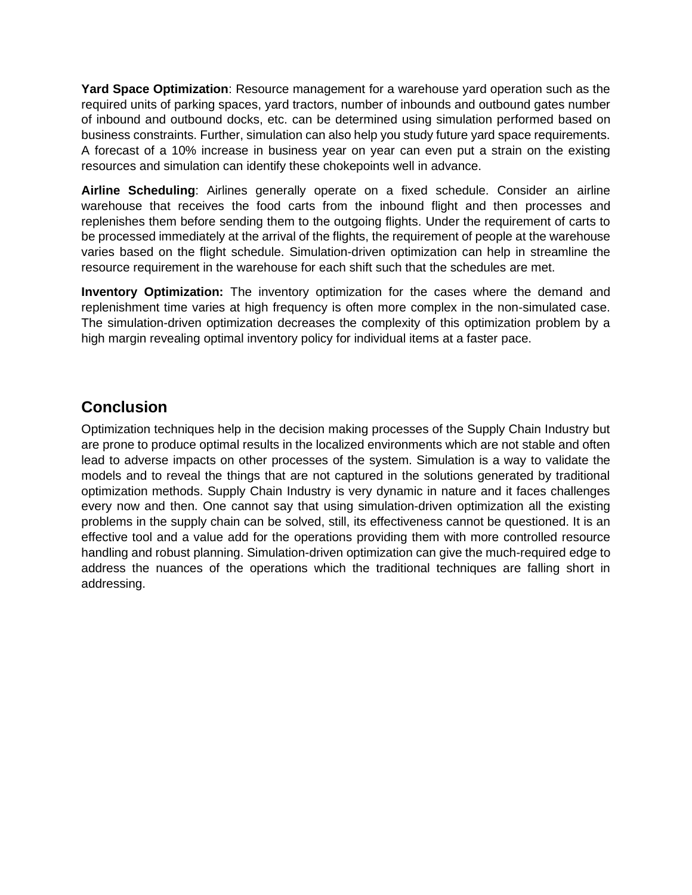**Yard Space Optimization**: Resource management for a warehouse yard operation such as the required units of parking spaces, yard tractors, number of inbounds and outbound gates number of inbound and outbound docks, etc. can be determined using simulation performed based on business constraints. Further, simulation can also help you study future yard space requirements. A forecast of a 10% increase in business year on year can even put a strain on the existing resources and simulation can identify these chokepoints well in advance.

**Airline Scheduling**: Airlines generally operate on a fixed schedule. Consider an airline warehouse that receives the food carts from the inbound flight and then processes and replenishes them before sending them to the outgoing flights. Under the requirement of carts to be processed immediately at the arrival of the flights, the requirement of people at the warehouse varies based on the flight schedule. Simulation-driven optimization can help in streamline the resource requirement in the warehouse for each shift such that the schedules are met.

**Inventory Optimization:** The inventory optimization for the cases where the demand and replenishment time varies at high frequency is often more complex in the non-simulated case. The simulation-driven optimization decreases the complexity of this optimization problem by a high margin revealing optimal inventory policy for individual items at a faster pace.

## Conclusion

Optimization techniques help in the decision making processes of the Supply Chain Industry but are prone to produce optimal results in the localized environments which are not stable and often lead to adverse impacts on other processes of the system. Simulation is a way to validate the models and to reveal the things that are not captured in the solutions generated by traditional optimization methods. Supply Chain Industry is very dynamic in nature and it faces challenges every now and then. One cannot say that using simulation-driven optimization all the existing problems in the supply chain can be solved, still, its effectiveness cannot be questioned. It is an effective tool and a value add for the operations providing them with more controlled resource handling and robust planning. Simulation-driven optimization can give the much-required edge to address the nuances of the operations which the traditional techniques are falling short in addressing.